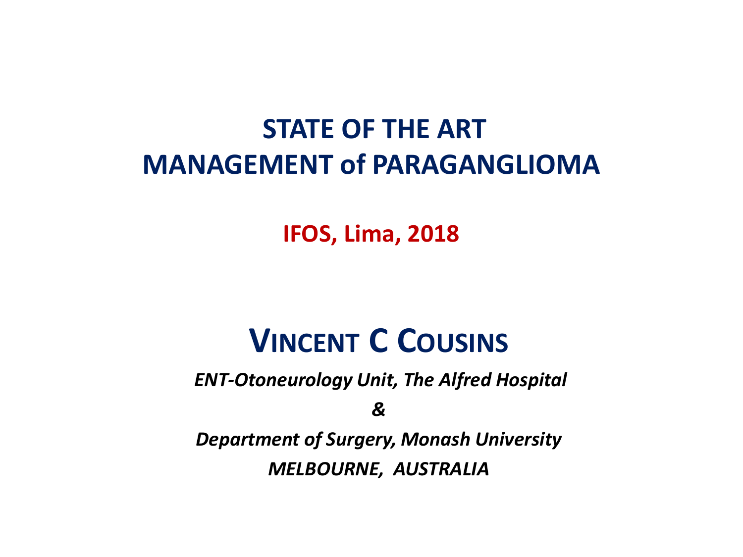# STATE OF THE ART
# MANAGEMENT of PARAGANGLIOMA

**IFOS, Lima, 2018**

## VINCENT C COUSINS

*ENT-Otoneurology Unit, The Alfred Hospital*

*&*

*Department of Surgery, Monash University*

*MELBOURNE, AUSTRALIA*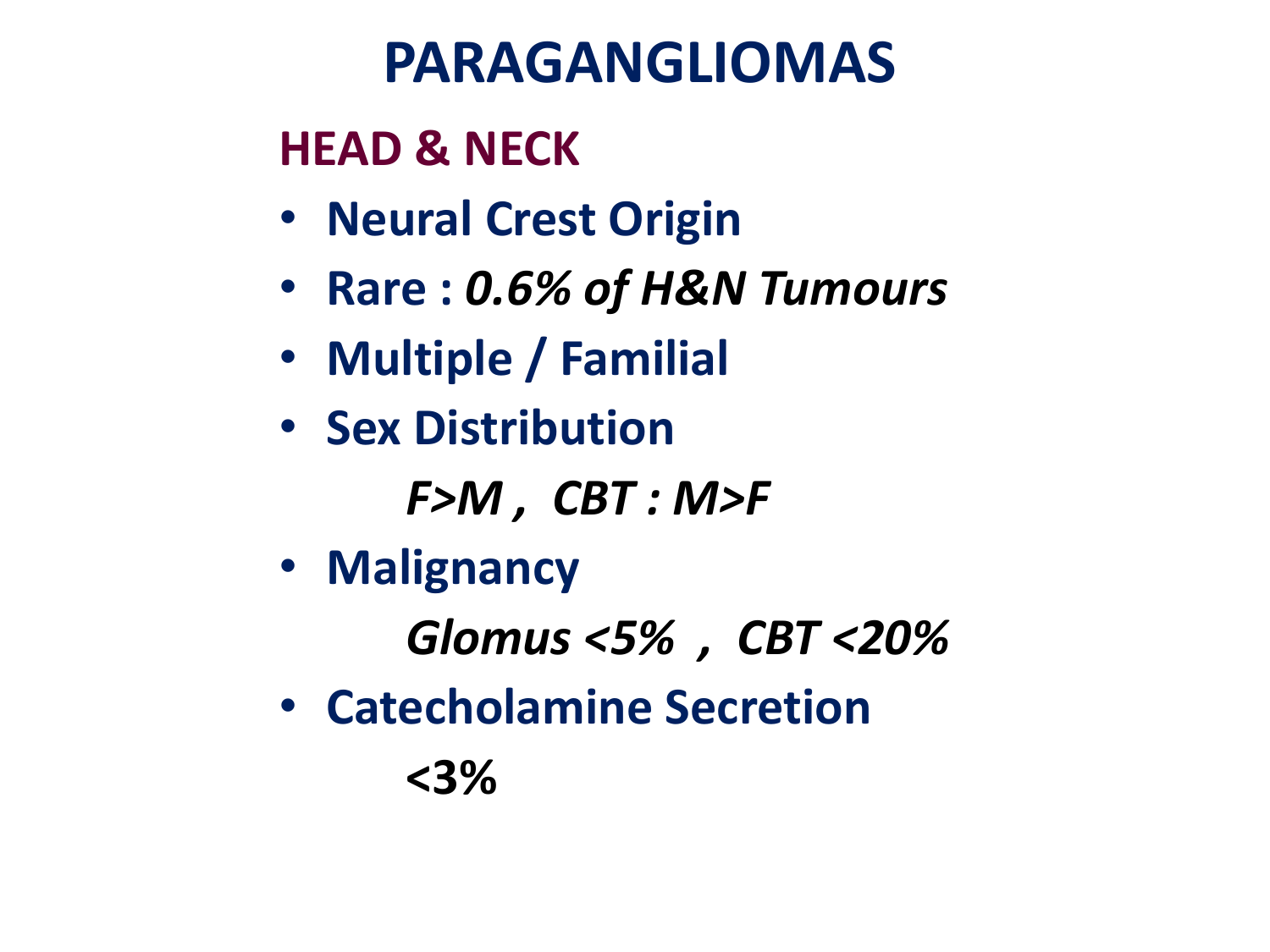# PARAGANGLIOMAS

## HEAD & NECK

- **Neural Crest Origin**
- **Rare :** ***0.6% of H&N Tumours***
- **Multiple / Familial**
- **Sex Distribution**

  ***F>M , CBT : M>F***

- **Malignancy**

  ***Glomus <5% , CBT <20%***

- **Catecholamine Secretion**

  **<3%**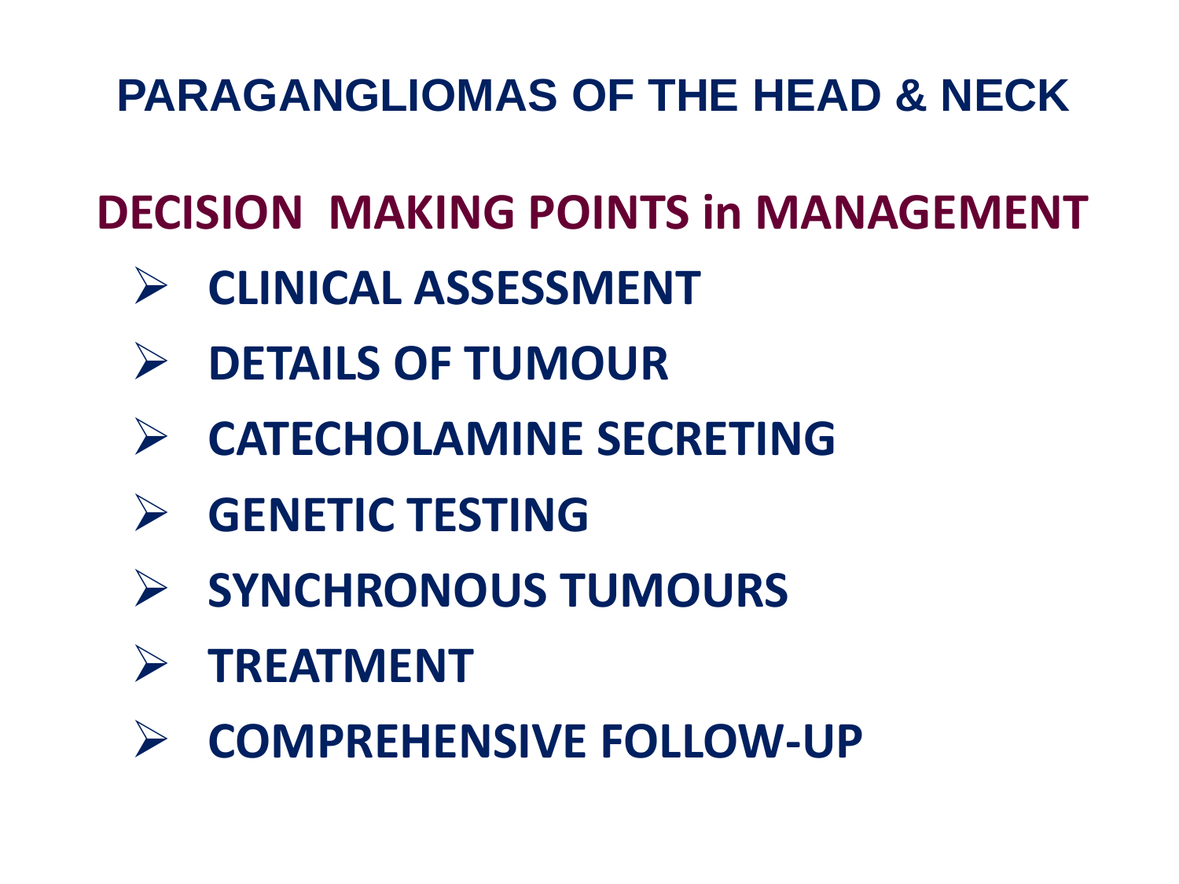# PARAGANGLIOMAS OF THE HEAD & NECK

## DECISION MAKING POINTS in MANAGEMENT

- CLINICAL ASSESSMENT
- DETAILS OF TUMOUR
- CATECHOLAMINE SECRETING
- GENETIC TESTING
- SYNCHRONOUS TUMOURS
- TREATMENT
- COMPREHENSIVE FOLLOW-UP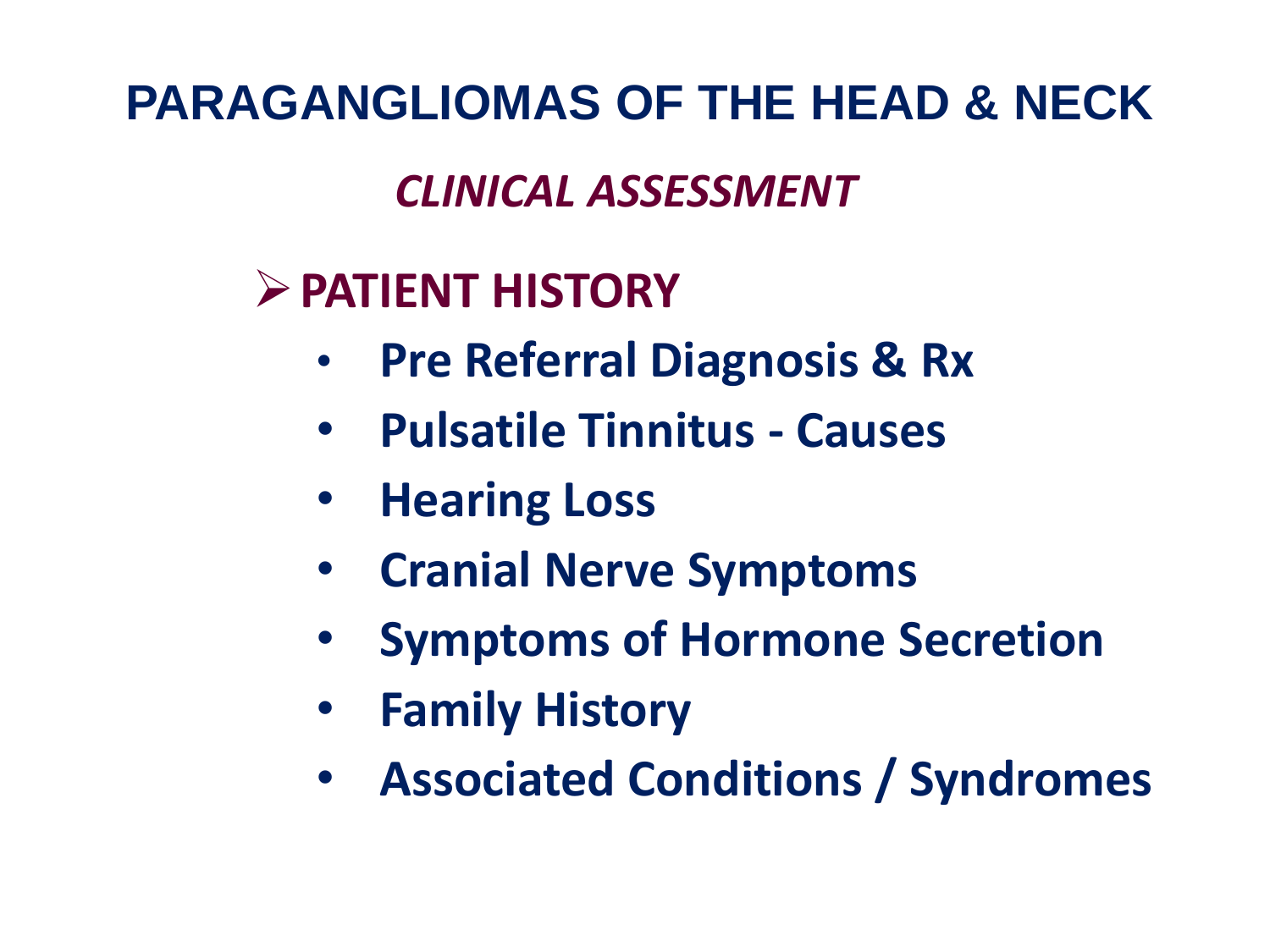# PARAGANGLIOMAS OF THE HEAD & NECK

## *CLINICAL ASSESSMENT*

### PATIENT HISTORY

- **Pre Referral Diagnosis & Rx**
- **Pulsatile Tinnitus - Causes**
- **Hearing Loss**
- **Cranial Nerve Symptoms**
- **Symptoms of Hormone Secretion**
- **Family History**
- **Associated Conditions / Syndromes**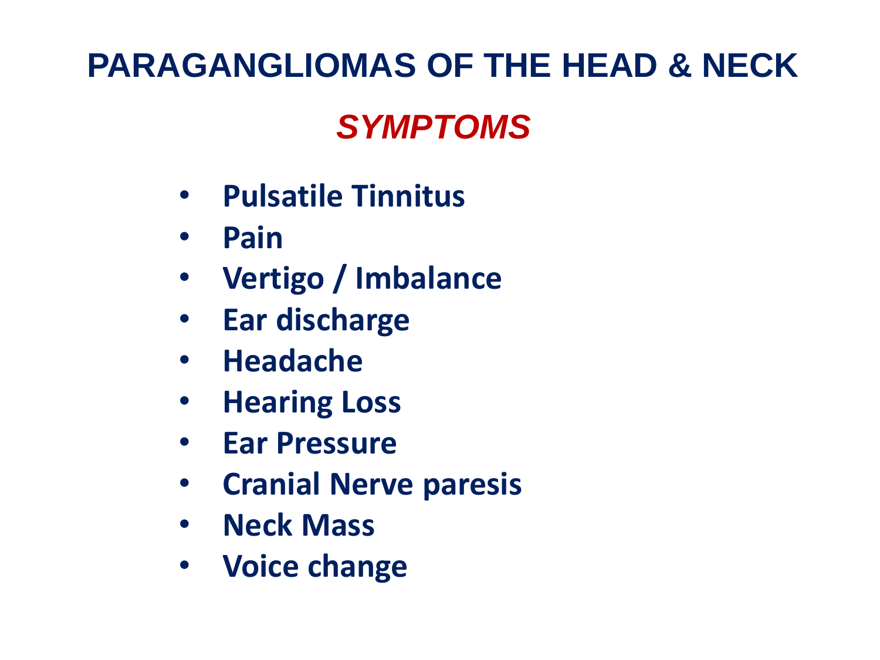# PARAGANGLIOMAS OF THE HEAD & NECK

## *SYMPTOMS*

- **Pulsatile Tinnitus**
- **Pain**
- **Vertigo / Imbalance**
- **Ear discharge**
- **Headache**
- **Hearing Loss**
- **Ear Pressure**
- **Cranial Nerve paresis**
- **Neck Mass**
- **Voice change**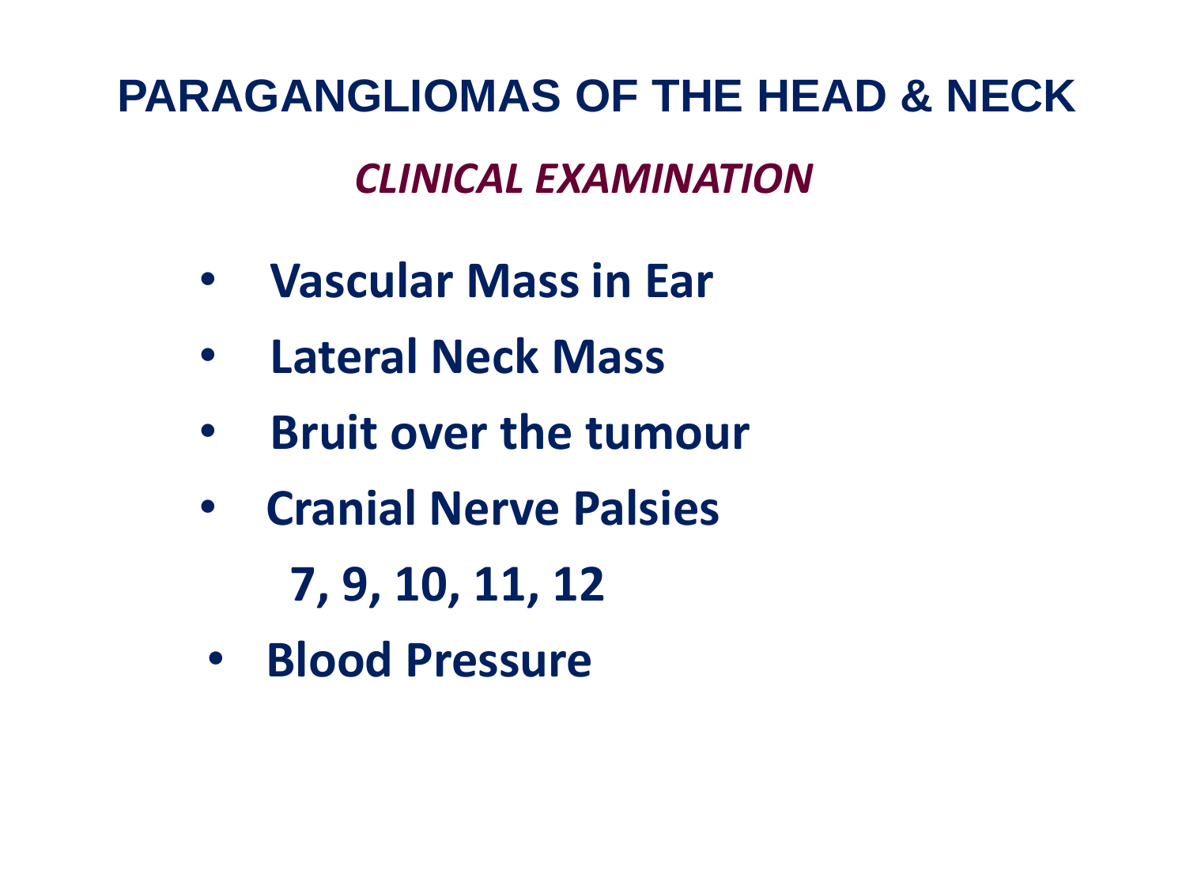# PARAGANGLIOMAS OF THE HEAD & NECK

## *CLINICAL EXAMINATION*

- **Vascular Mass in Ear**
- **Lateral Neck Mass**
- **Bruit over the tumour**
- **Cranial Nerve Palsies**

  **7, 9, 10, 11, 12**
- **Blood Pressure**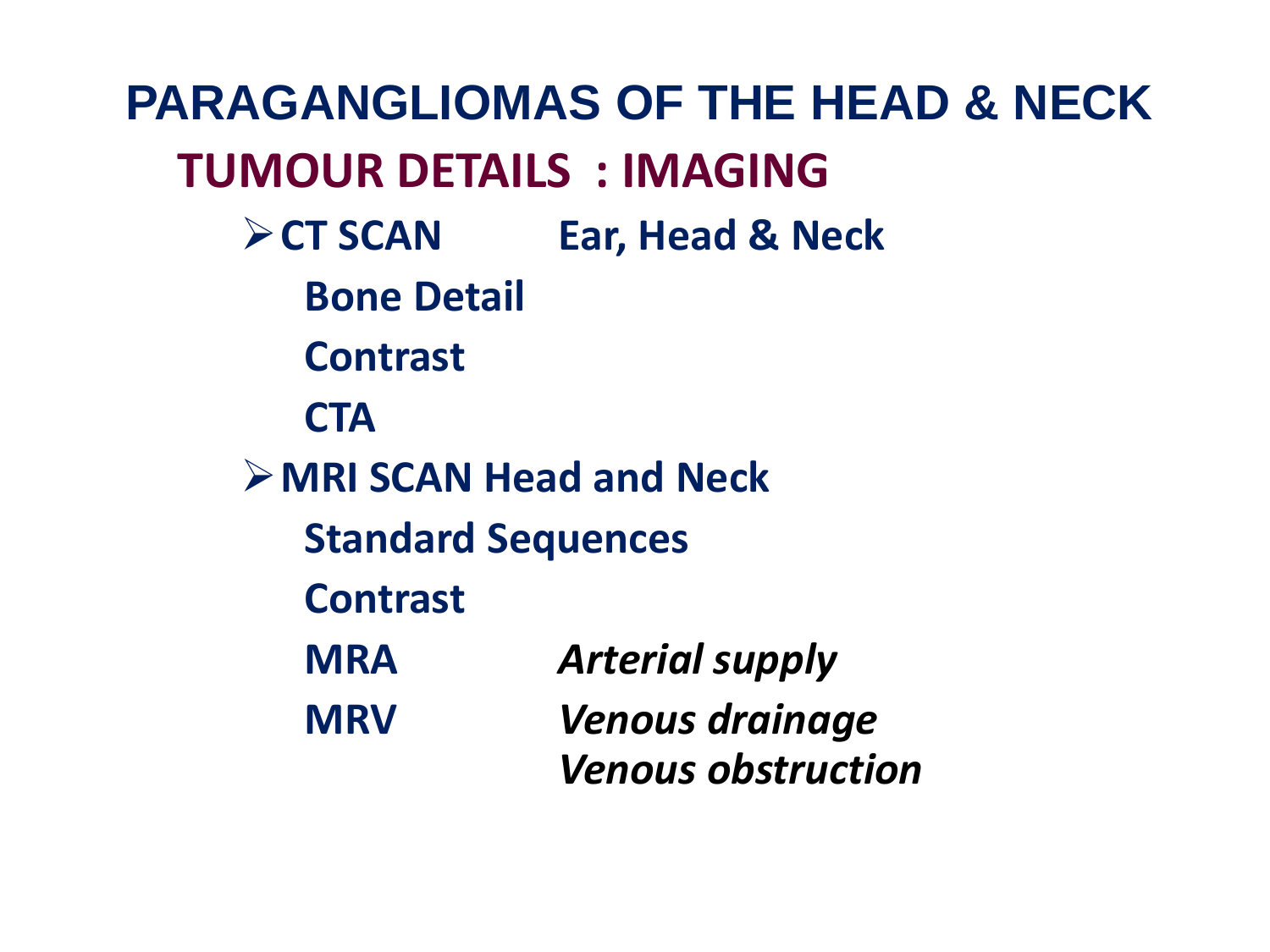# PARAGANGLIOMAS OF THE HEAD & NECK

## TUMOUR DETAILS : IMAGING

- **CT SCAN** **Ear, Head & Neck**
  - **Bone Detail**
  - **Contrast**
  - **CTA**
- **MRI SCAN Head and Neck**
  - **Standard Sequences**
  - **Contrast**
  - **MRA** ***Arterial supply***
  - **MRV** ***Venous drainage***
    ***Venous obstruction***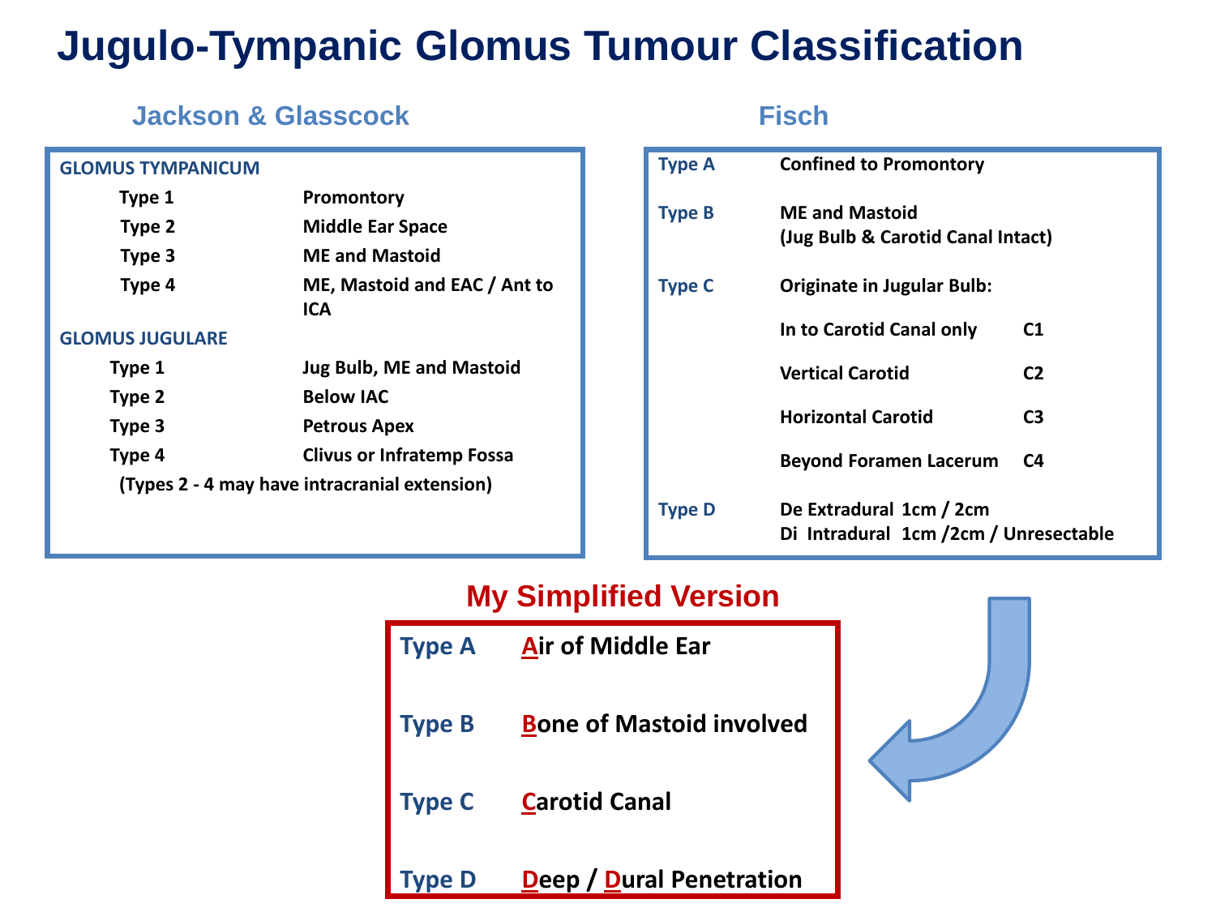# Jugulo-Tympanic Glomus Tumour Classification

## Jackson & Glasscock

**GLOMUS TYMPANICUM**

| | |
|---|---|
| Type 1 | Promontory |
| Type 2 | Middle Ear Space |
| Type 3 | ME and Mastoid |
| Type 4 | ME, Mastoid and EAC / Ant to ICA |

**GLOMUS JUGULARE**

| | |
|---|---|
| Type 1 | Jug Bulb, ME and Mastoid |
| Type 2 | Below IAC |
| Type 3 | Petrous Apex |
| Type 4 | Clivus or Infratemp Fossa |

(Types 2 - 4 may have intracranial extension)

## Fisch

| | | |
|---|---|---|
| Type A | Confined to Promontory | |
| Type B | ME and Mastoid (Jug Bulb & Carotid Canal Intact) | |
| Type C | Originate in Jugular Bulb: | |
| | In to Carotid Canal only | C1 |
| | Vertical Carotid | C2 |
| | Horizontal Carotid | C3 |
| | Beyond Foramen Lacerum | C4 |
| Type D | De Extradural 1cm / 2cm<br>Di Intradural 1cm /2cm / Unresectable | |

## My Simplified Version

| | |
|---|---|
| Type A | **A**ir of Middle Ear |
| Type B | **B**one of Mastoid involved |
| Type C | **C**arotid Canal |
| Type D | **D**eep / **D**ural Penetration |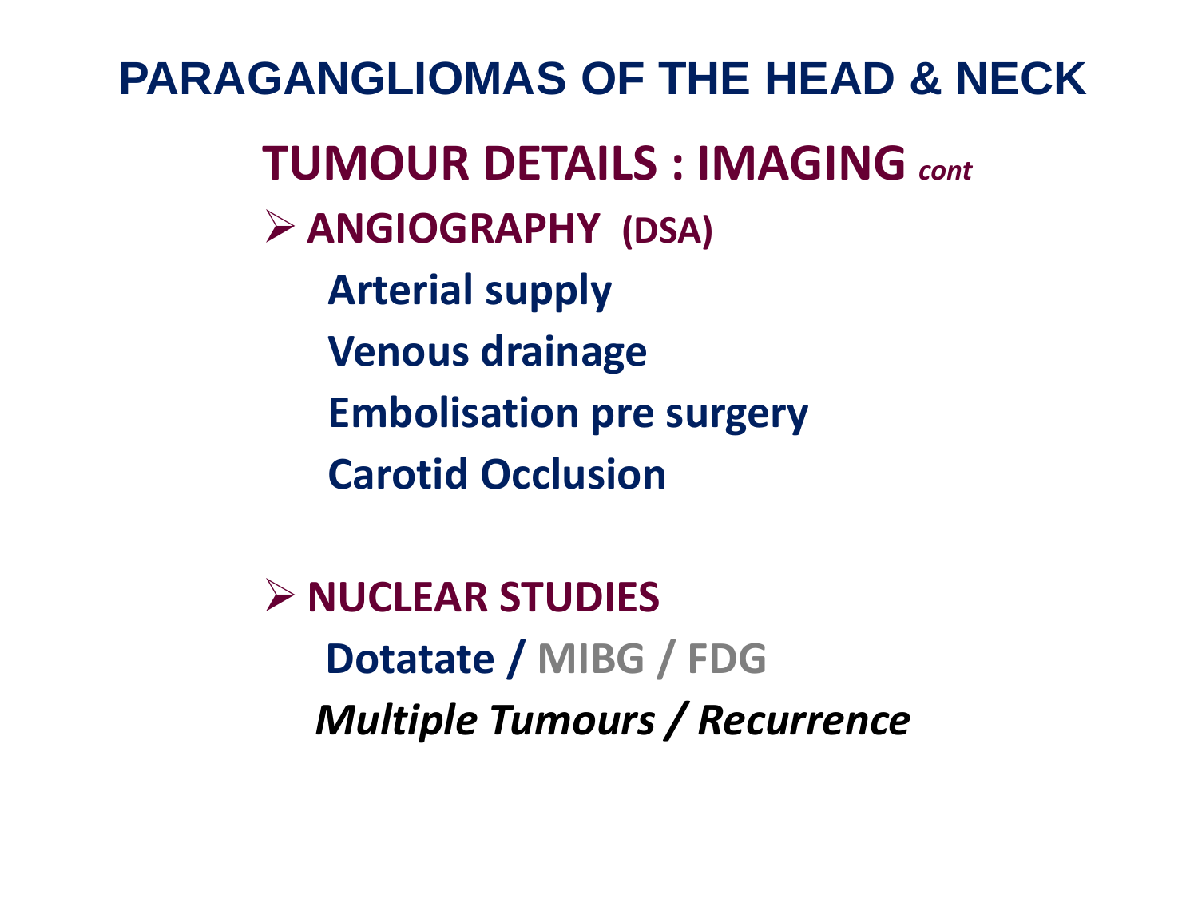# PARAGANGLIOMAS OF THE HEAD & NECK

## TUMOUR DETAILS : IMAGING *cont*

- **ANGIOGRAPHY (DSA)**

  **Arterial supply**

  **Venous drainage**

  **Embolisation pre surgery**

  **Carotid Occlusion**

- **NUCLEAR STUDIES**

  **Dotatate / MIBG / FDG**

  ***Multiple Tumours / Recurrence***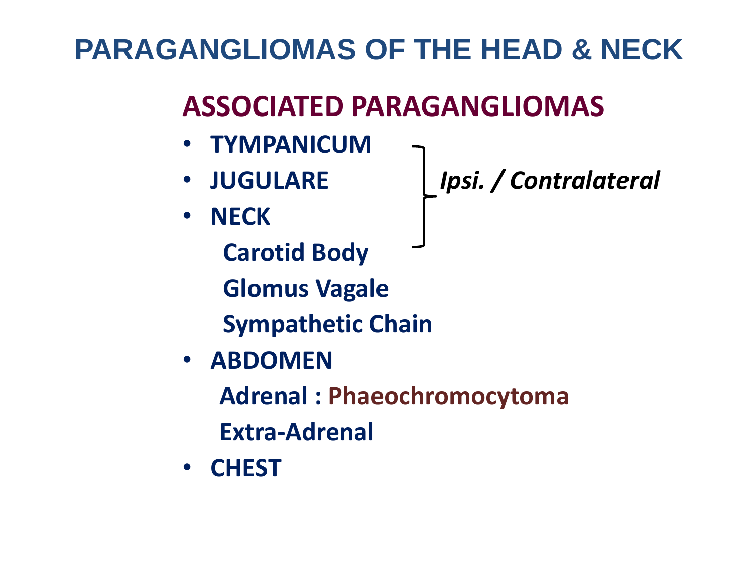# PARAGANGLIOMAS OF THE HEAD & NECK

## ASSOCIATED PARAGANGLIOMAS

- **TYMPANICUM**
- **JUGULARE**
- **NECK**
  - **Carotid Body**
  - **Glomus Vagale**
  - **Sympathetic Chain**

*Ipsi. / Contralateral*

- **ABDOMEN**
  - **Adrenal : Phaeochromocytoma**
  - **Extra-Adrenal**
- **CHEST**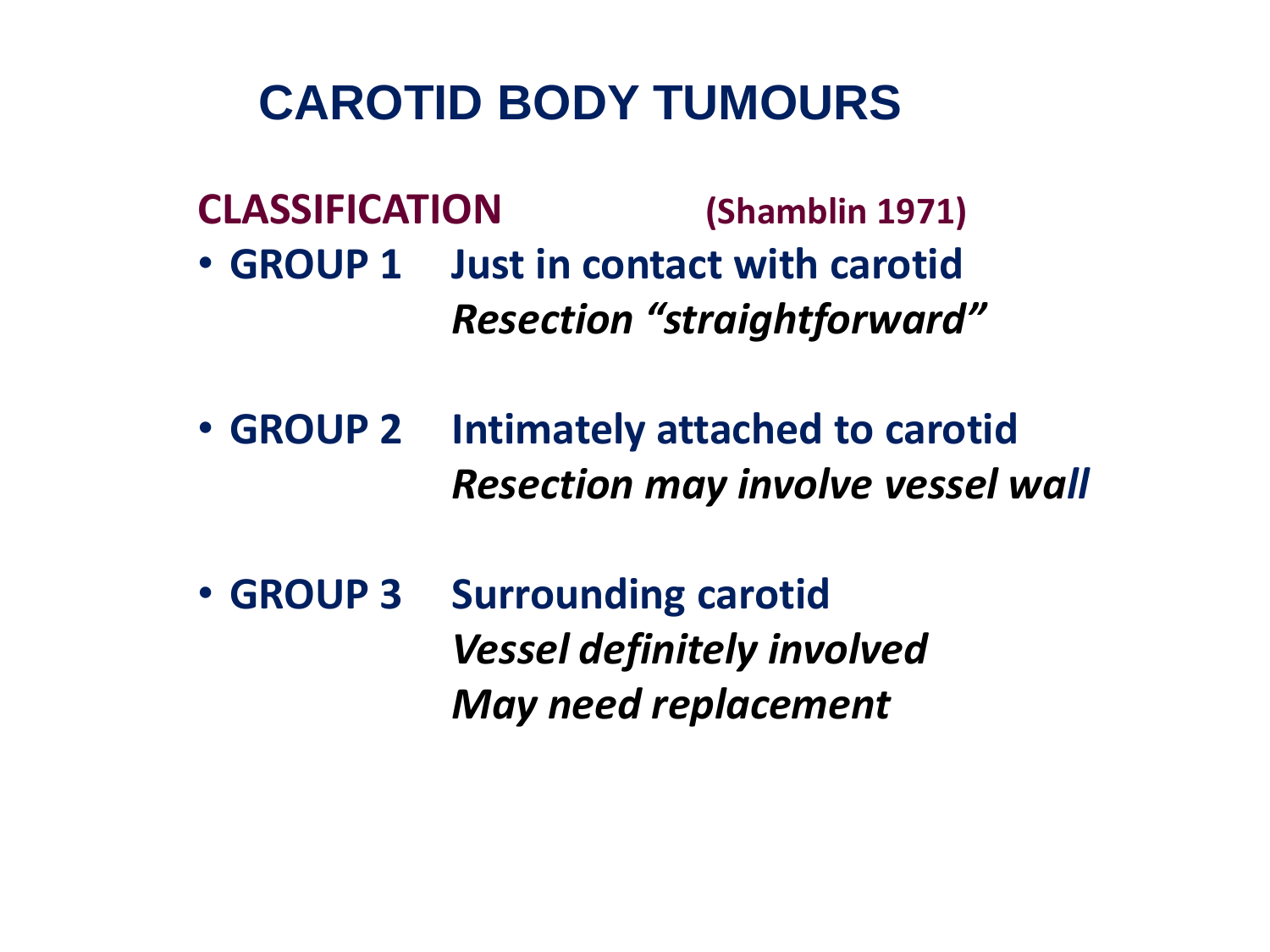# CAROTID BODY TUMOURS

## CLASSIFICATION (Shamblin 1971)

- **GROUP 1** **Just in contact with carotid**
  ***Resection "straightforward"***

- **GROUP 2** **Intimately attached to carotid**
  ***Resection may involve vessel wall***

- **GROUP 3** **Surrounding carotid**
  ***Vessel definitely involved***
  ***May need replacement***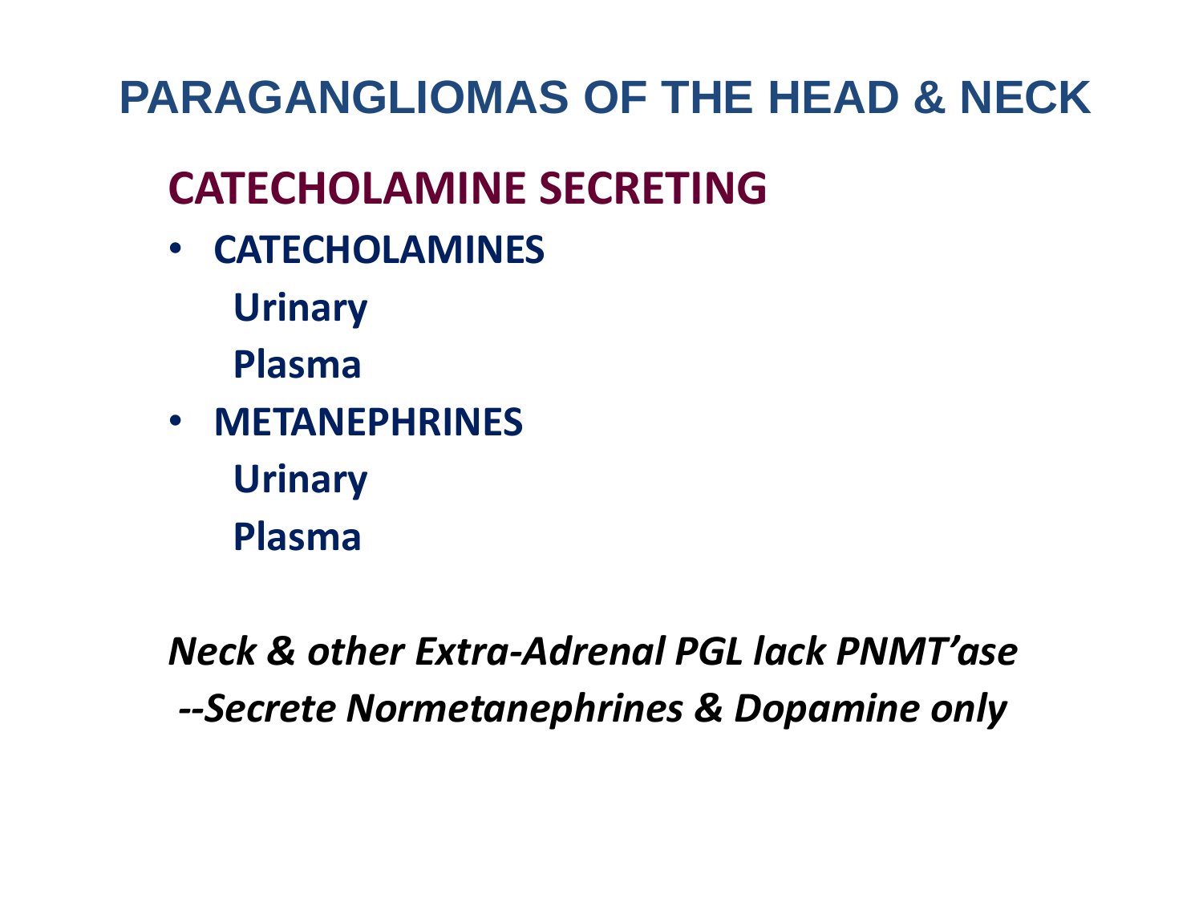# PARAGANGLIOMAS OF THE HEAD & NECK

## CATECHOLAMINE SECRETING

- **CATECHOLAMINES**
  - **Urinary**
  - **Plasma**
- **METANEPHRINES**
  - **Urinary**
  - **Plasma**

***Neck & other Extra-Adrenal PGL lack PNMT'ase***

***--Secrete Normetanephrines & Dopamine only***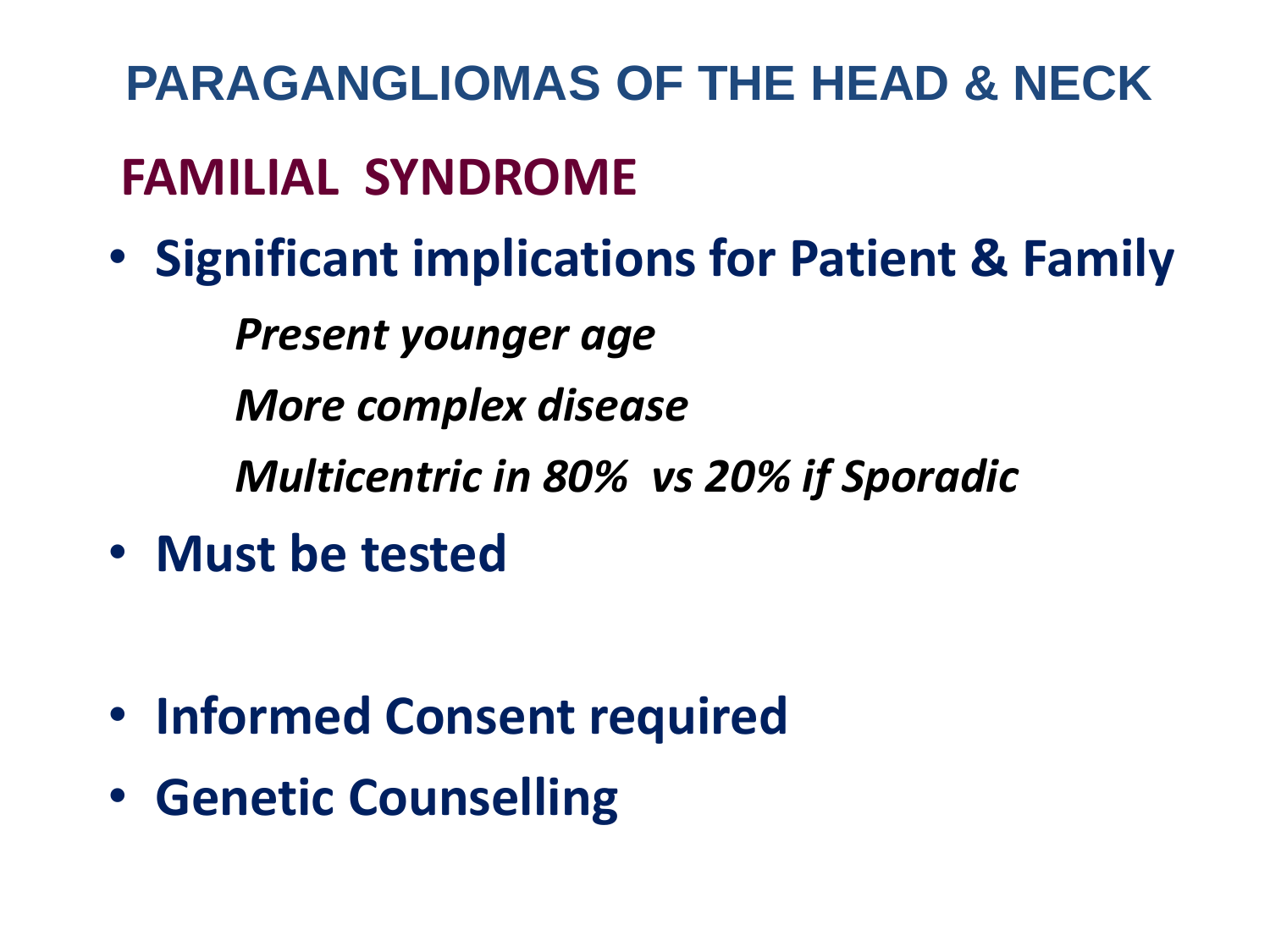# PARAGANGLIOMAS OF THE HEAD & NECK

## FAMILIAL SYNDROME

- **Significant implications for Patient & Family**

  *Present younger age*

  *More complex disease*

  *Multicentric in 80% vs 20% if Sporadic*

- **Must be tested**

- **Informed Consent required**
- **Genetic Counselling**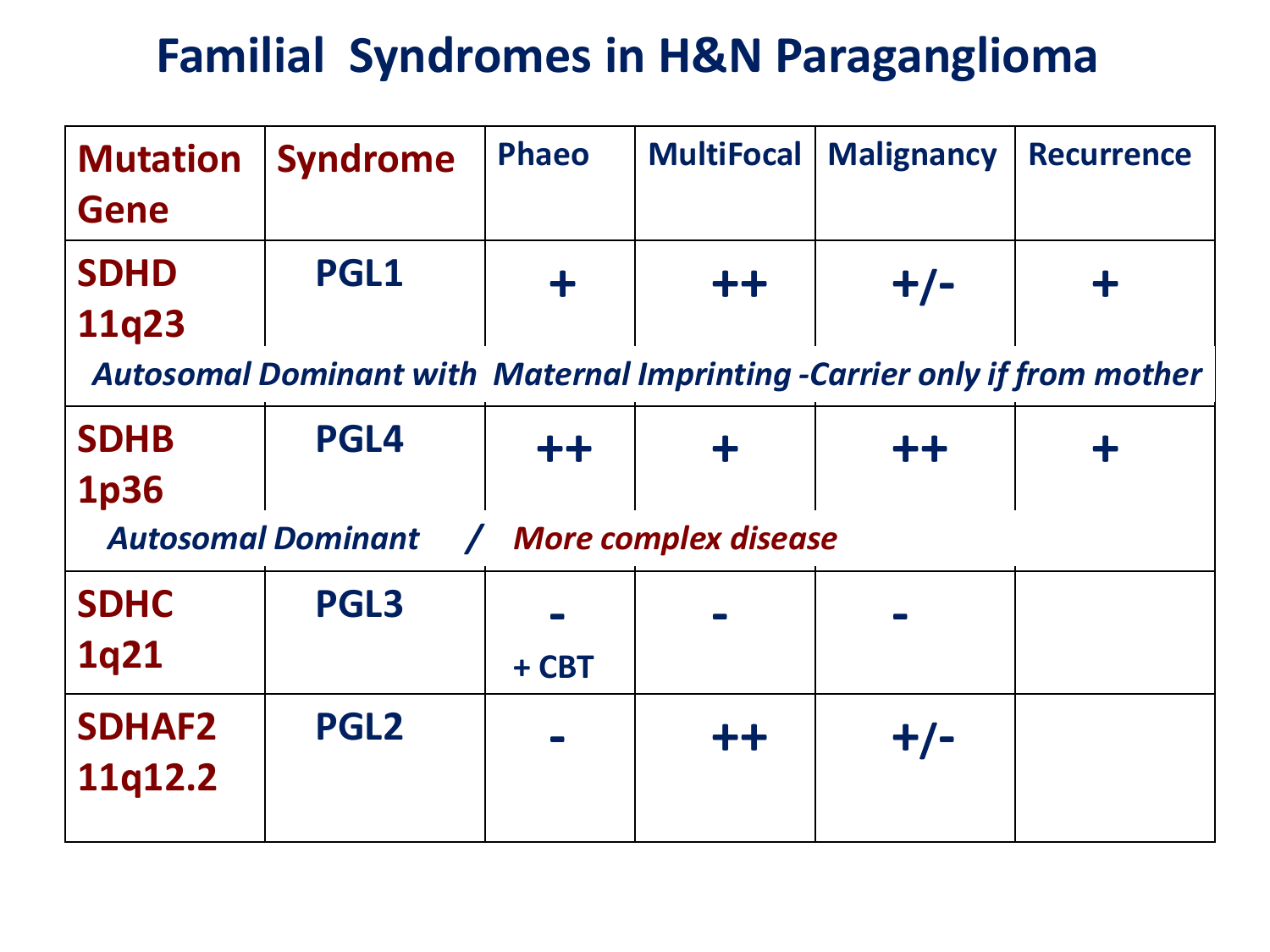# Familial Syndromes in H&N Paraganglioma

| Mutation Gene | Syndrome | Phaeo | MultiFocal | Malignancy | Recurrence |
|---|---|---|---|---|---|
| SDHD 11q23 | PGL1 | + | ++ | +/- | + |
| *Autosomal Dominant with Maternal Imprinting -Carrier only if from mother* | | | | | |
| SDHB 1p36 | PGL4 | ++ | + | ++ | + |
| *Autosomal Dominant / More complex disease* | | | | | |
| SDHC 1q21 | PGL3 | - + CBT | - | - | |
| SDHAF2 11q12.2 | PGL2 | - | ++ | +/- | |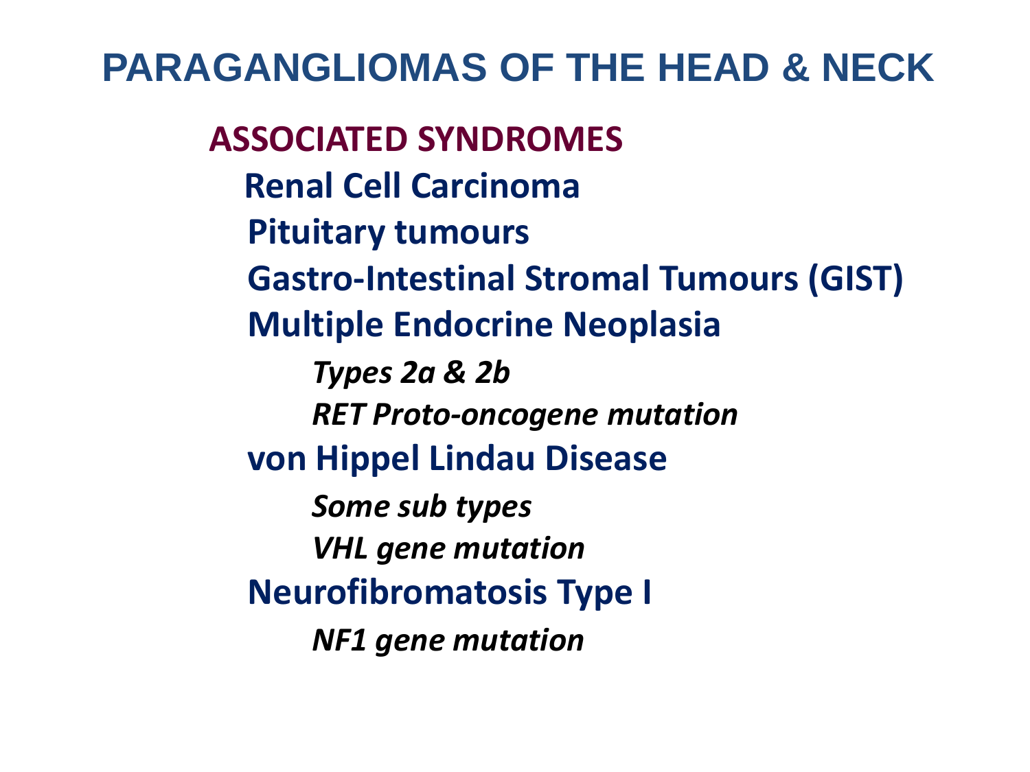# PARAGANGLIOMAS OF THE HEAD & NECK

## ASSOCIATED SYNDROMES

- **Renal Cell Carcinoma**
- **Pituitary tumours**
- **Gastro-Intestinal Stromal Tumours (GIST)**
- **Multiple Endocrine Neoplasia**
  - *Types 2a & 2b*
  - *RET Proto-oncogene mutation*
- **von Hippel Lindau Disease**
  - *Some sub types*
  - *VHL gene mutation*
- **Neurofibromatosis Type I**
  - *NF1 gene mutation*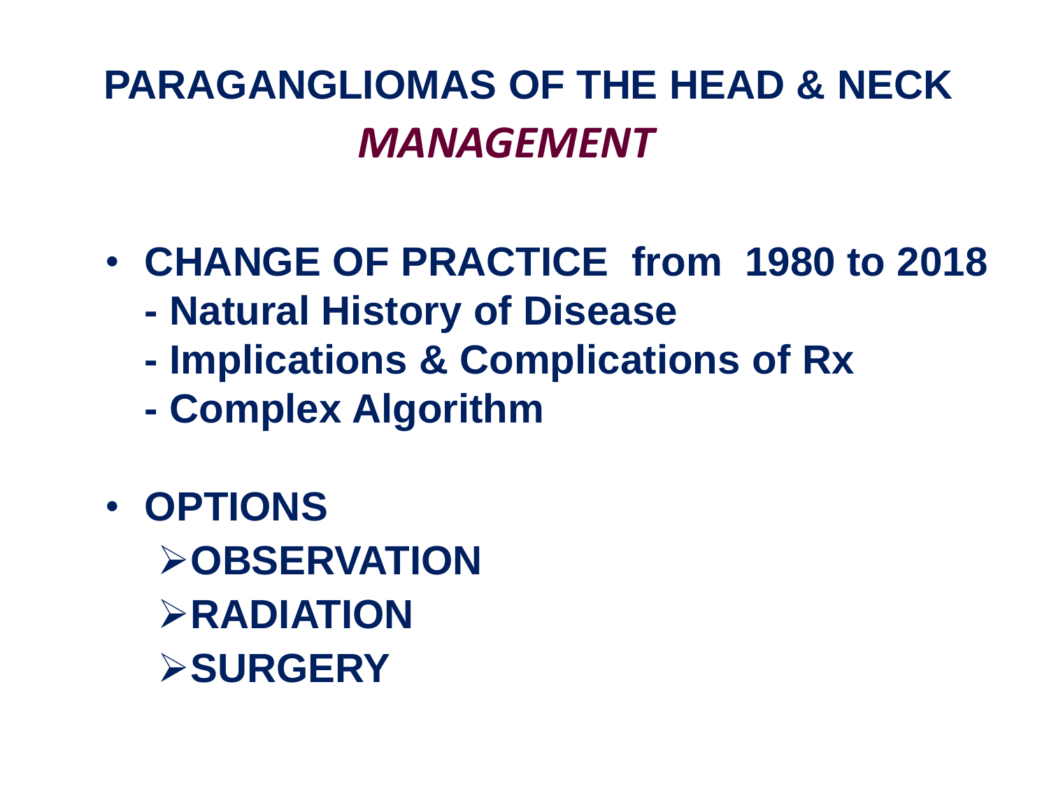# PARAGANGLIOMAS OF THE HEAD & NECK

## *MANAGEMENT*

- **CHANGE OF PRACTICE from 1980 to 2018**
  - **Natural History of Disease**
  - **Implications & Complications of Rx**
  - **Complex Algorithm**

- **OPTIONS**
  - **OBSERVATION**
  - **RADIATION**
  - **SURGERY**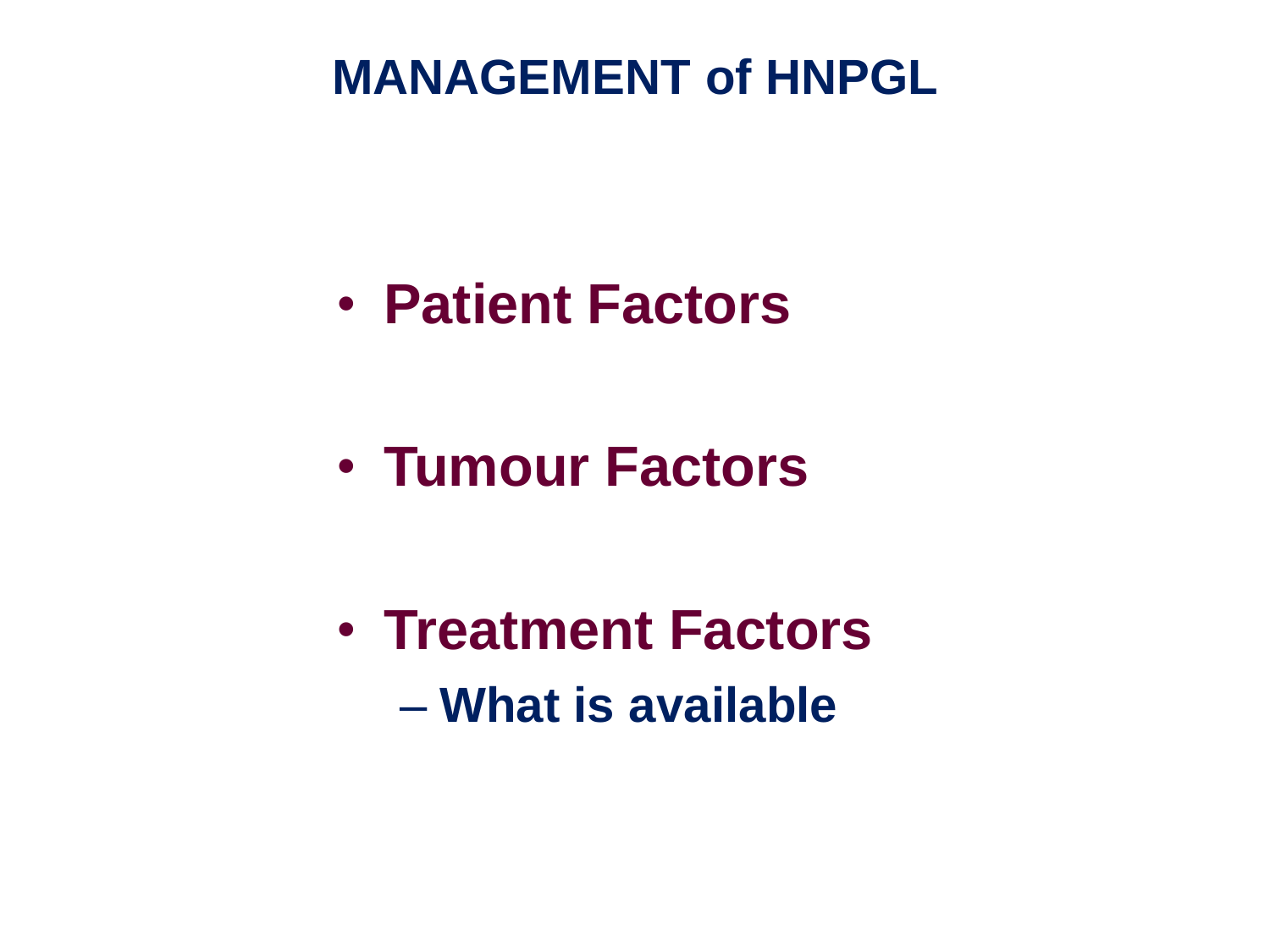# MANAGEMENT of HNPGL

- **Patient Factors**
- **Tumour Factors**
- **Treatment Factors**
  - **What is available**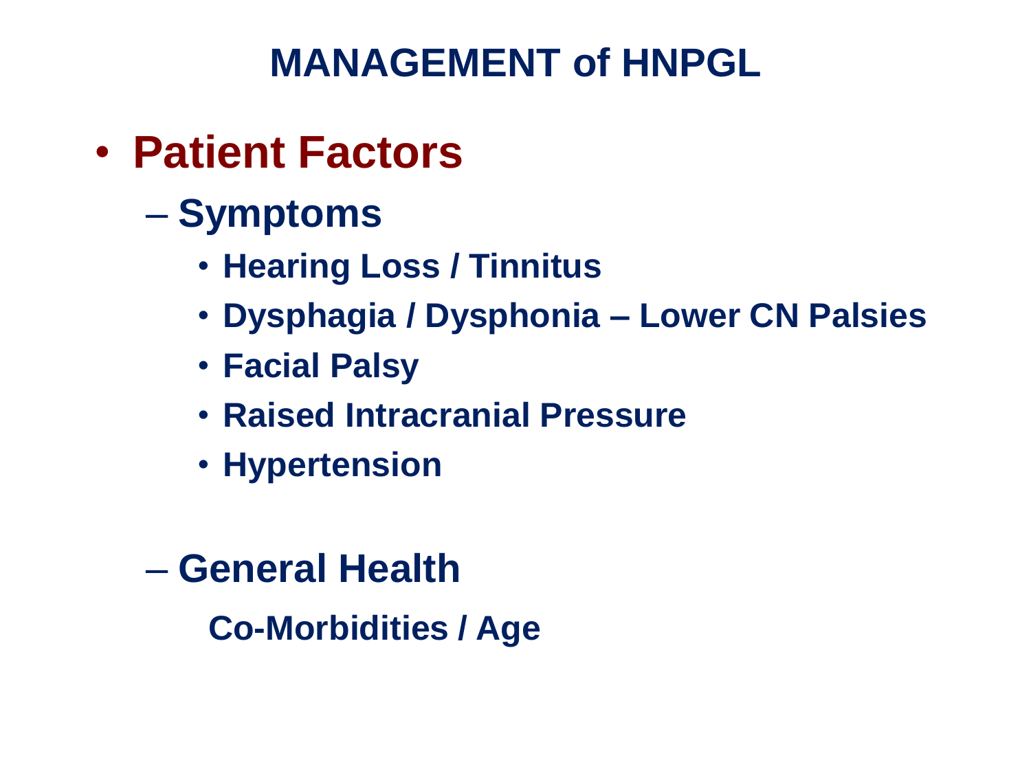# MANAGEMENT of HNPGL

- **Patient Factors**
  - **Symptoms**
    - **Hearing Loss / Tinnitus**
    - **Dysphagia / Dysphonia – Lower CN Palsies**
    - **Facial Palsy**
    - **Raised Intracranial Pressure**
    - **Hypertension**
  - **General Health**

    **Co-Morbidities / Age**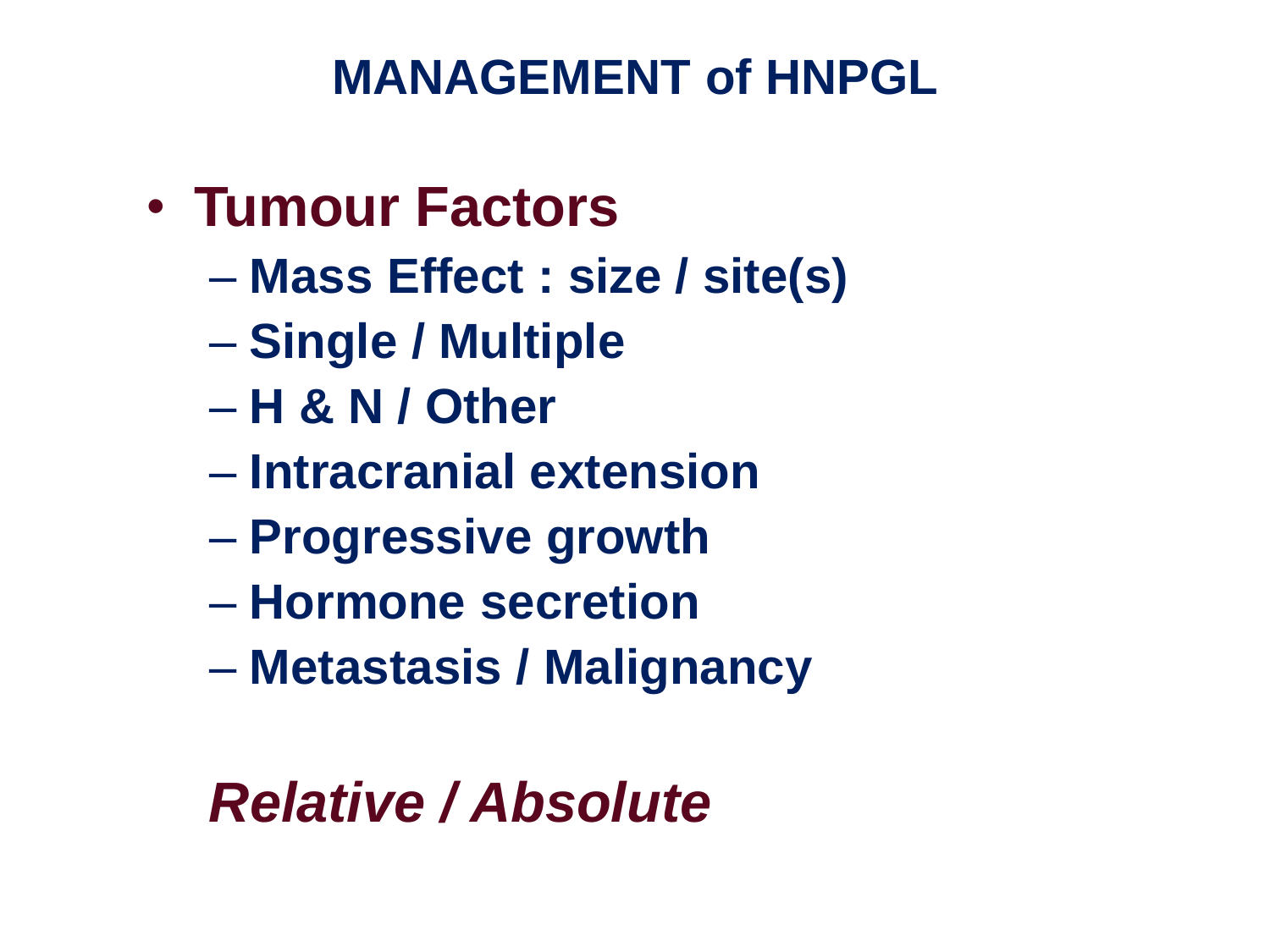# MANAGEMENT of HNPGL

- **Tumour Factors**
  - **Mass Effect : size / site(s)**
  - **Single / Multiple**
  - **H & N / Other**
  - **Intracranial extension**
  - **Progressive growth**
  - **Hormone secretion**
  - **Metastasis / Malignancy**

***Relative / Absolute***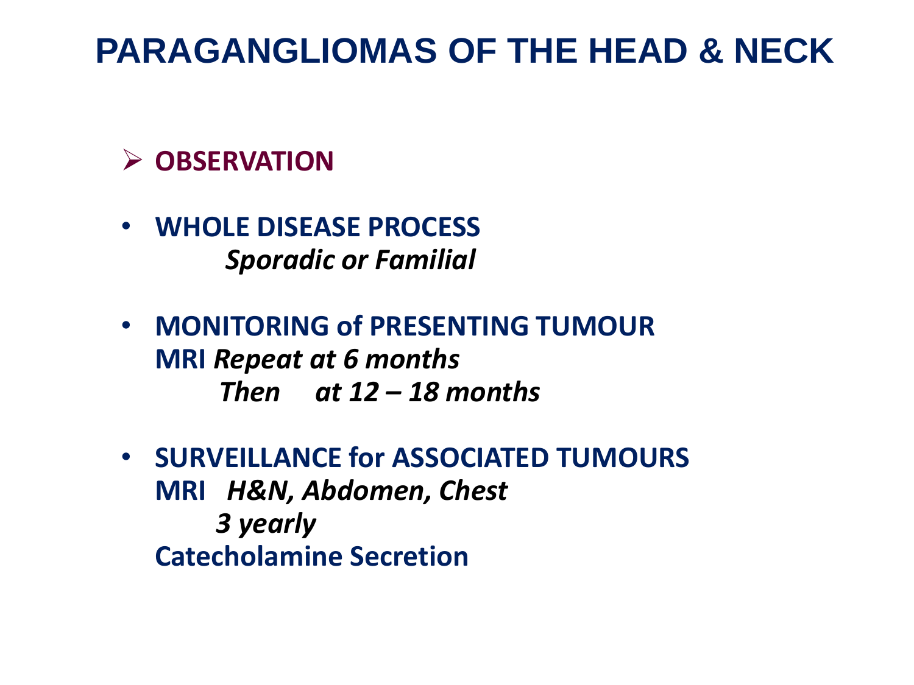# PARAGANGLIOMAS OF THE HEAD & NECK

- **OBSERVATION**

- **WHOLE DISEASE PROCESS**
  ***Sporadic or Familial***

- **MONITORING of PRESENTING TUMOUR**
  **MRI** ***Repeat at 6 months***
  ***Then at 12 – 18 months***

- **SURVEILLANCE for ASSOCIATED TUMOURS**
  **MRI** ***H&N, Abdomen, Chest***
  ***3 yearly***
  **Catecholamine Secretion**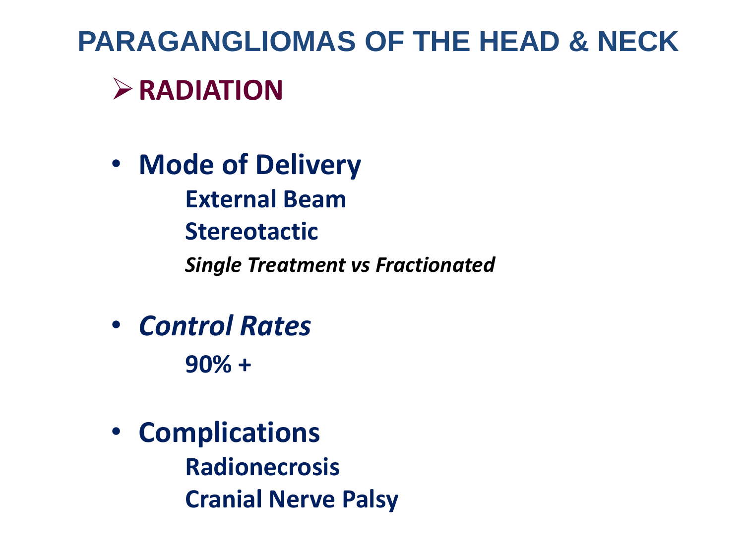# PARAGANGLIOMAS OF THE HEAD & NECK

## ➢ RADIATION

- **Mode of Delivery**
  - **External Beam**
  - **Stereotactic**
  - ***Single Treatment vs Fractionated***

- ***Control Rates***
  - **90% +**

- **Complications**
  - **Radionecrosis**
  - **Cranial Nerve Palsy**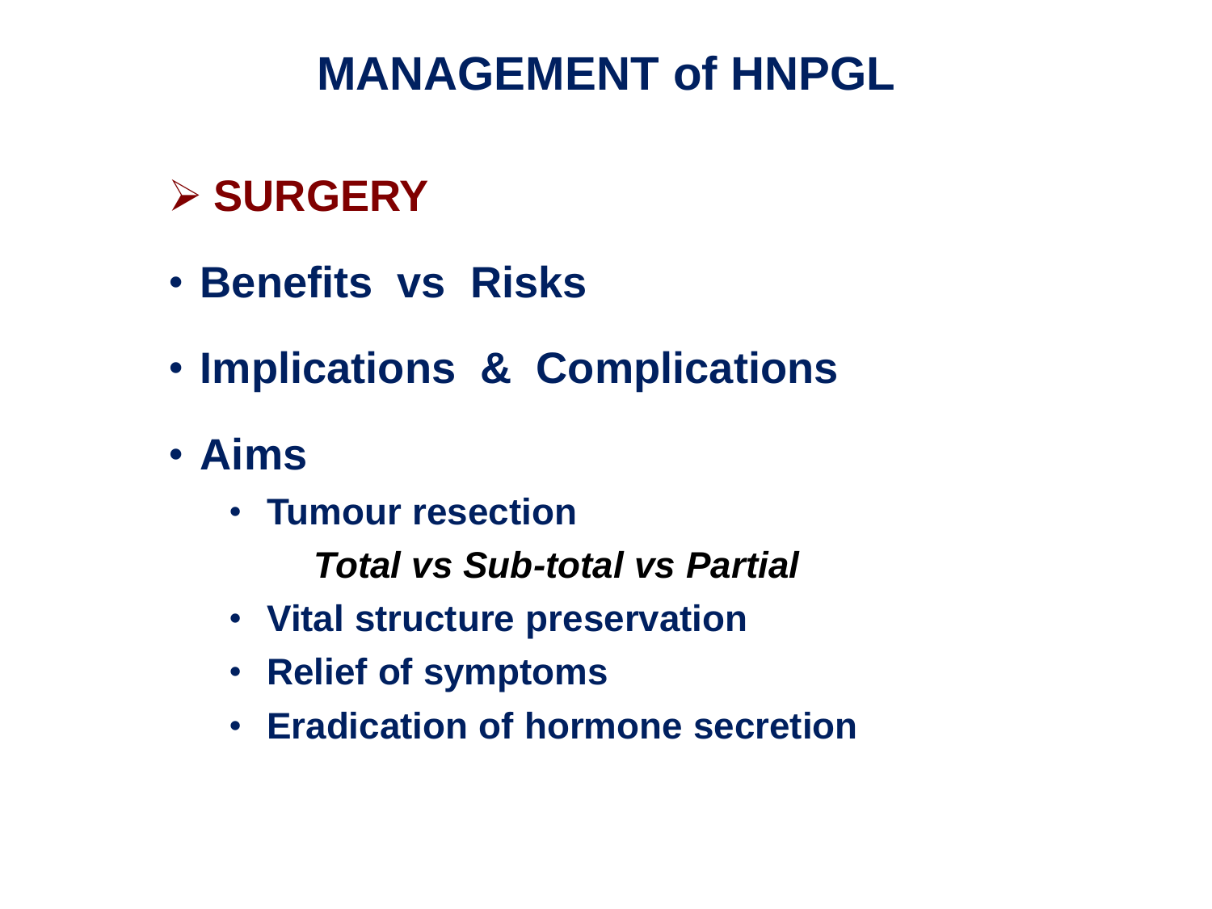# MANAGEMENT of HNPGL

## ➢ SURGERY

- **Benefits vs Risks**
- **Implications & Complications**
- **Aims**
  - **Tumour resection**

    ***Total vs Sub-total vs Partial***
  - **Vital structure preservation**
  - **Relief of symptoms**
  - **Eradication of hormone secretion**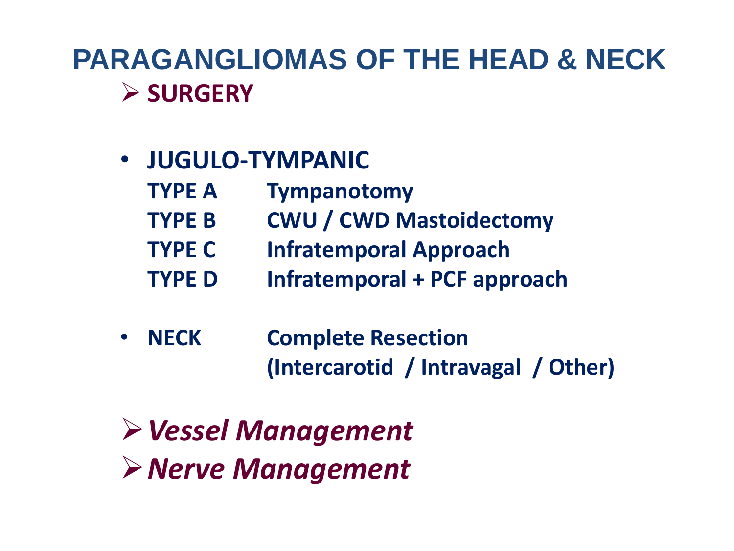# PARAGANGLIOMAS OF THE HEAD & NECK

- **SURGERY**

- **JUGULO-TYMPANIC**

| | |
|---|---|
| **TYPE A** | **Tympanotomy** |
| **TYPE B** | **CWU / CWD Mastoidectomy** |
| **TYPE C** | **Infratemporal Approach** |
| **TYPE D** | **Infratemporal + PCF approach** |

- **NECK** — **Complete Resection (Intercarotid / Intravagal / Other)**

- ***Vessel Management***
- ***Nerve Management***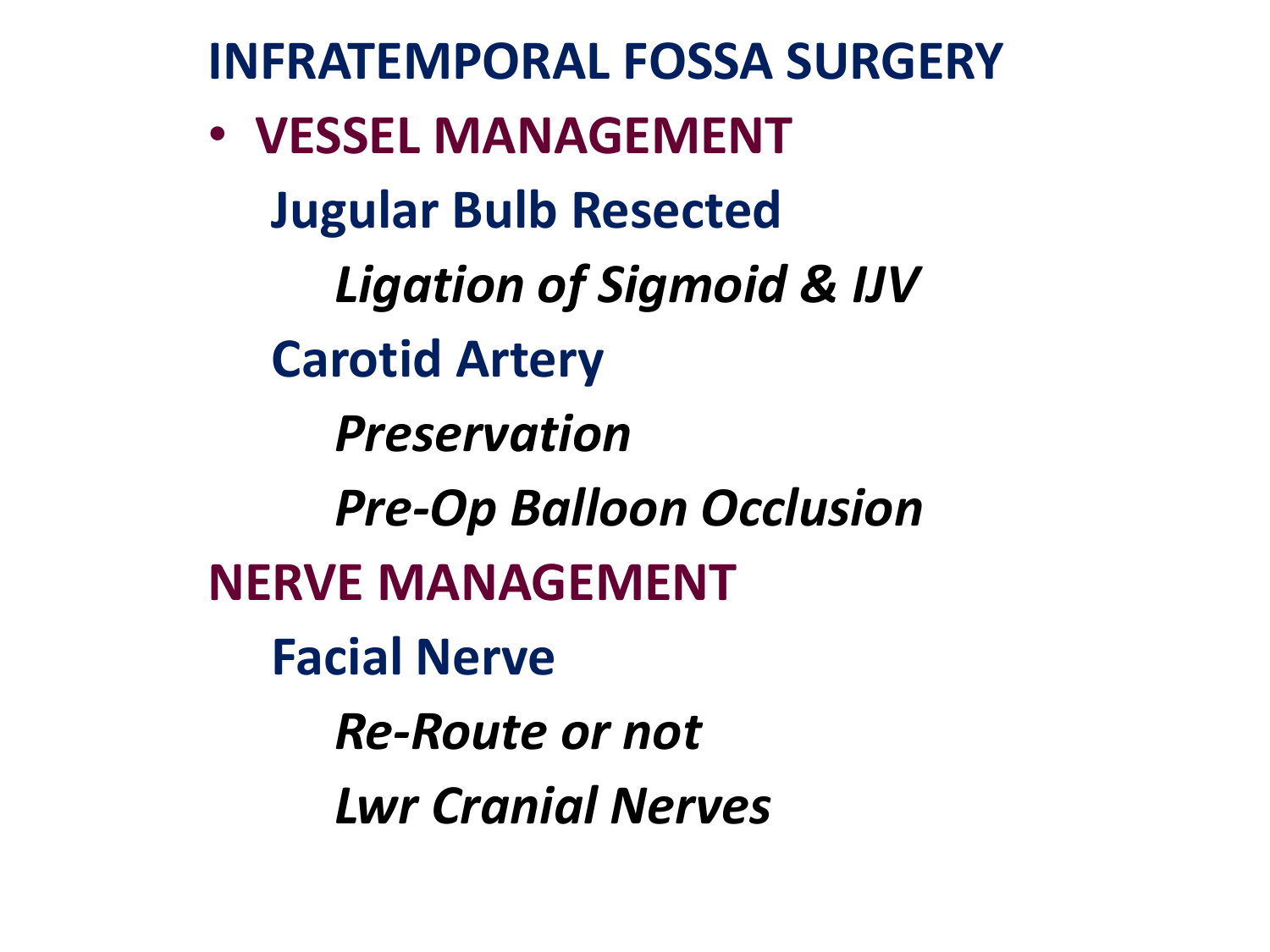# INFRATEMPORAL FOSSA SURGERY

- **VESSEL MANAGEMENT**
  - **Jugular Bulb Resected**
    - ***Ligation of Sigmoid & IJV***
  - **Carotid Artery**
    - ***Preservation***
    - ***Pre-Op Balloon Occlusion***

**NERVE MANAGEMENT**

- **Facial Nerve**
  - ***Re-Route or not***
  - ***Lwr Cranial Nerves***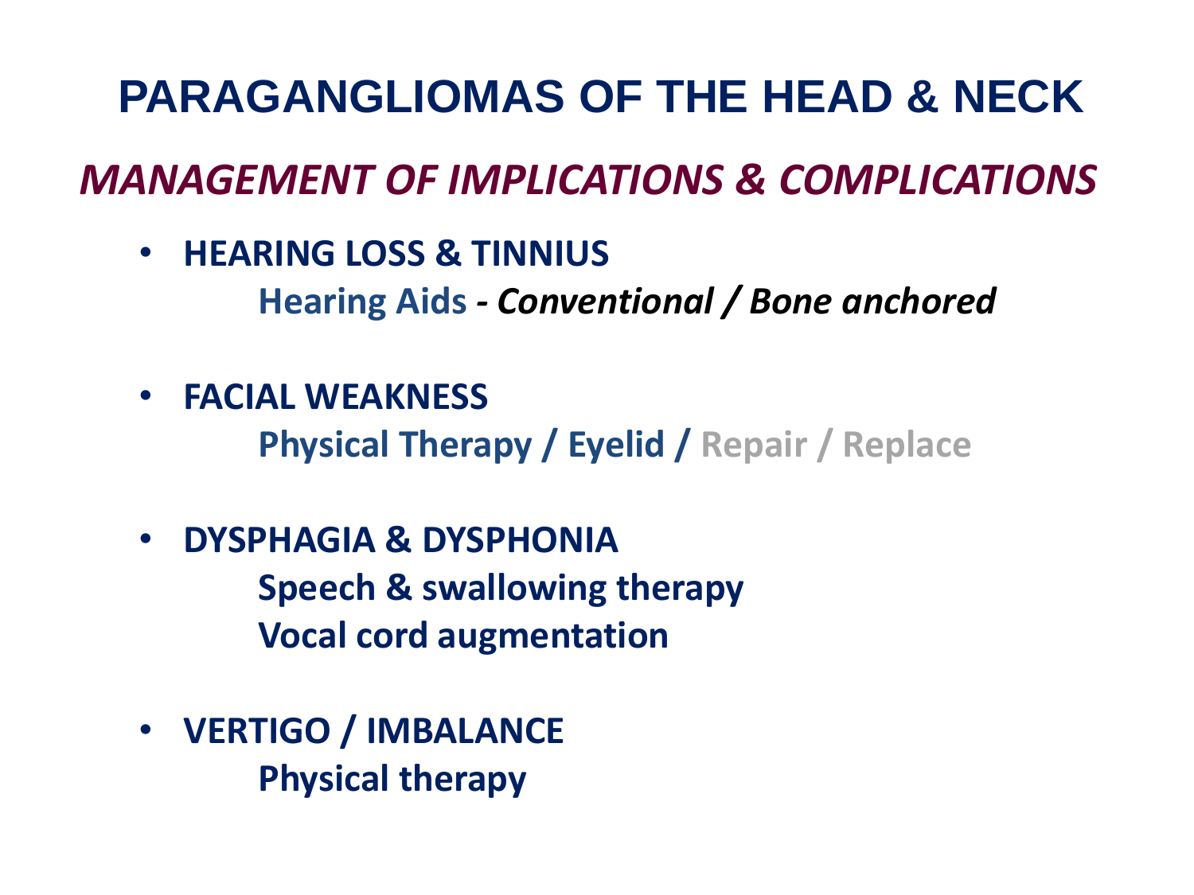# PARAGANGLIOMAS OF THE HEAD & NECK

## *MANAGEMENT OF IMPLICATIONS & COMPLICATIONS*

- **HEARING LOSS & TINNIUS**
  **Hearing Aids** ***- Conventional / Bone anchored***

- **FACIAL WEAKNESS**
  **Physical Therapy / Eyelid / Repair / Replace**

- **DYSPHAGIA & DYSPHONIA**
  **Speech & swallowing therapy**
  **Vocal cord augmentation**

- **VERTIGO / IMBALANCE**
  **Physical therapy**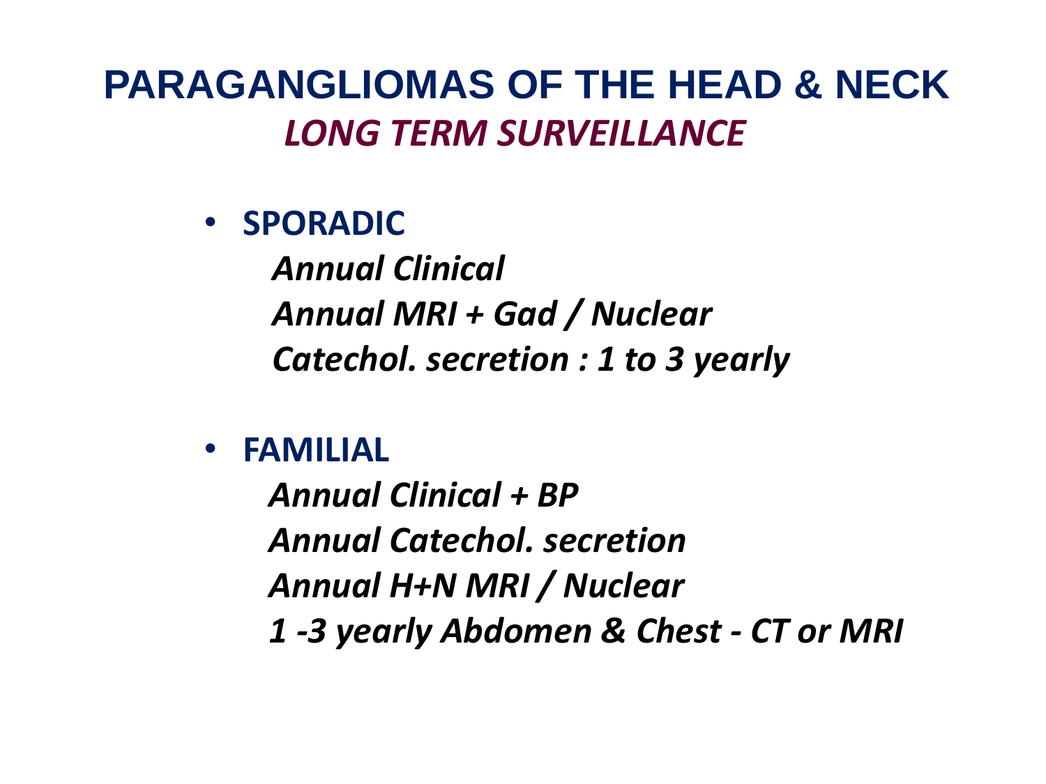# PARAGANGLIOMAS OF THE HEAD & NECK

## *LONG TERM SURVEILLANCE*

- **SPORADIC**

  ***Annual Clinical***

  ***Annual MRI + Gad / Nuclear***

  ***Catechol. secretion : 1 to 3 yearly***

- **FAMILIAL**

  ***Annual Clinical + BP***

  ***Annual Catechol. secretion***

  ***Annual H+N MRI / Nuclear***

  ***1 -3 yearly Abdomen & Chest - CT or MRI***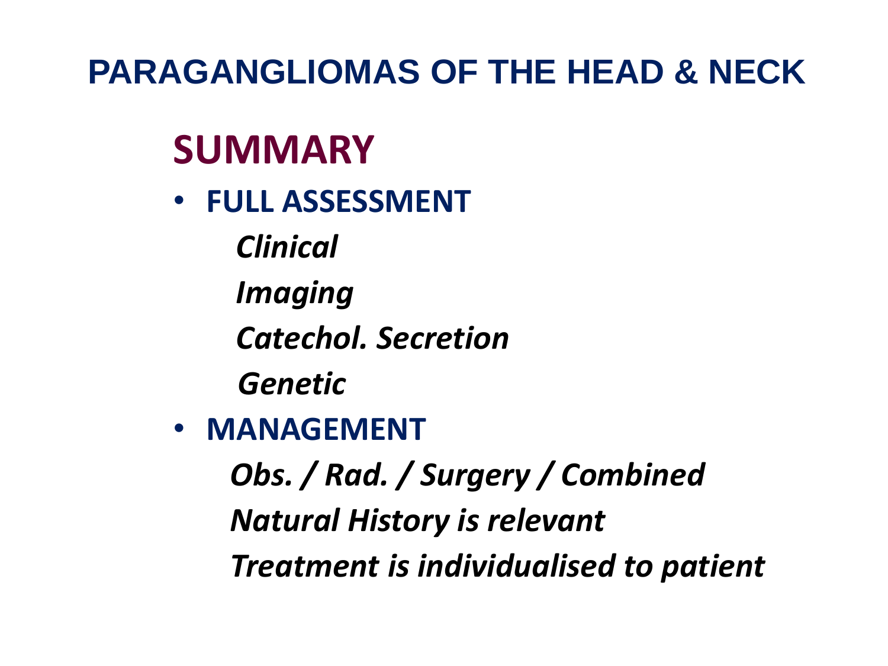# PARAGANGLIOMAS OF THE HEAD & NECK

## SUMMARY

- **FULL ASSESSMENT**

  *Clinical*

  *Imaging*

  *Catechol. Secretion*

  *Genetic*

- **MANAGEMENT**

  *Obs. / Rad. / Surgery / Combined*

  *Natural History is relevant*

  *Treatment is individualised to patient*